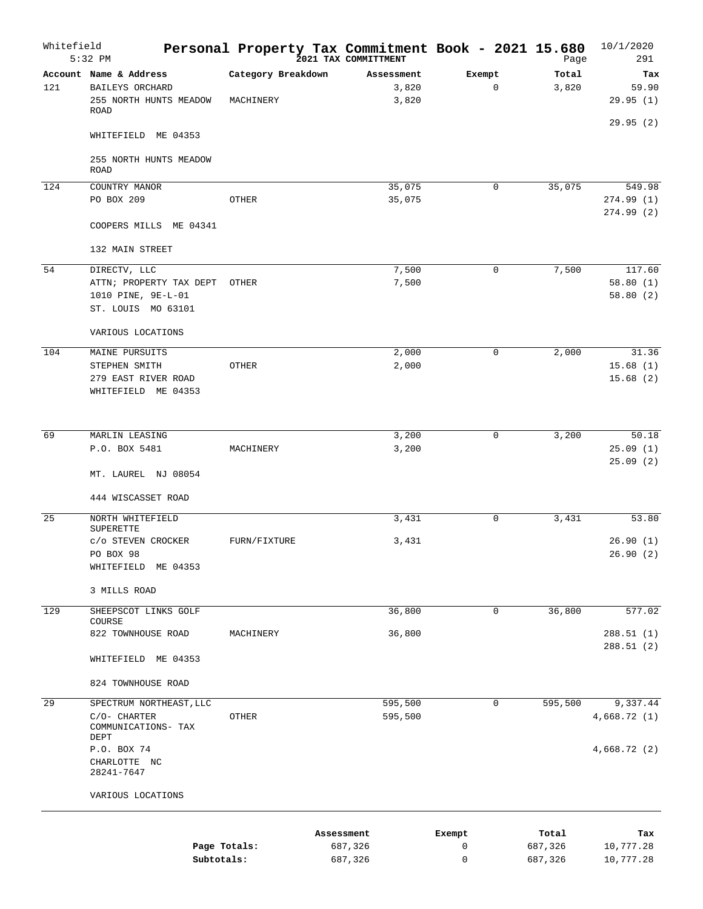Whitefield 5:32 PM

# Personal Property Tax Commitment Book - 2021 15.680

2021 TAX COMMITTMENT

10/1/2020

| Account | Name & Address | Category Breakdown | Assessment | Exempt | Total | Tax |
|---|---|---|---|---|---|---|
| 121 | BAILEYS ORCHARD | | 3,820 | 0 | 3,820 | 59.90 |
| | 255 NORTH HUNTS MEADOW ROAD | MACHINERY | 3,820 | | | 29.95 (1) |
| | WHITEFIELD ME 04353 | | | | | 29.95 (2) |
| | 255 NORTH HUNTS MEADOW ROAD | | | | | |
| 124 | COUNTRY MANOR | | 35,075 | 0 | 35,075 | 549.98 |
| | PO BOX 209 | OTHER | 35,075 | | | 274.99 (1) |
| | COOPERS MILLS ME 04341 | | | | | 274.99 (2) |
| | 132 MAIN STREET | | | | | |
| 54 | DIRECTV, LLC | | 7,500 | 0 | 7,500 | 117.60 |
| | ATTN; PROPERTY TAX DEPT | OTHER | 7,500 | | | 58.80 (1) |
| | 1010 PINE, 9E-L-01 | | | | | 58.80 (2) |
| | ST. LOUIS MO 63101 | | | | | |
| | VARIOUS LOCATIONS | | | | | |
| 104 | MAINE PURSUITS | | 2,000 | 0 | 2,000 | 31.36 |
| | STEPHEN SMITH | OTHER | 2,000 | | | 15.68 (1) |
| | 279 EAST RIVER ROAD | | | | | 15.68 (2) |
| | WHITEFIELD ME 04353 | | | | | |
| 69 | MARLIN LEASING | | 3,200 | 0 | 3,200 | 50.18 |
| | P.O. BOX 5481 | MACHINERY | 3,200 | | | 25.09 (1) |
| | MT. LAUREL NJ 08054 | | | | | 25.09 (2) |
| | 444 WISCASSET ROAD | | | | | |
| 25 | NORTH WHITEFIELD SUPERETTE | | 3,431 | 0 | 3,431 | 53.80 |
| | c/o STEVEN CROCKER | FURN/FIXTURE | 3,431 | | | 26.90 (1) |
| | PO BOX 98 | | | | | 26.90 (2) |
| | WHITEFIELD ME 04353 | | | | | |
| | 3 MILLS ROAD | | | | | |
| 129 | SHEEPSCOT LINKS GOLF COURSE | | 36,800 | 0 | 36,800 | 577.02 |
| | 822 TOWNHOUSE ROAD | MACHINERY | 36,800 | | | 288.51 (1) |
| | WHITEFIELD ME 04353 | | | | | 288.51 (2) |
| | 824 TOWNHOUSE ROAD | | | | | |
| 29 | SPECTRUM NORTHEAST,LLC | | 595,500 | 0 | 595,500 | 9,337.44 |
| | C/O- CHARTER COMMUNICATIONS- TAX DEPT | OTHER | 595,500 | | | 4,668.72 (1) |
| | P.O. BOX 74 | | | | | 4,668.72 (2) |
| | CHARLOTTE NC 28241-7647 | | | | | |
| | VARIOUS LOCATIONS | | | | | |

| | Assessment | Exempt | Total | Tax |
|---|---|---|---|---|
| Page Totals: | 687,326 | 0 | 687,326 | 10,777.28 |
| Subtotals: | 687,326 | 0 | 687,326 | 10,777.28 |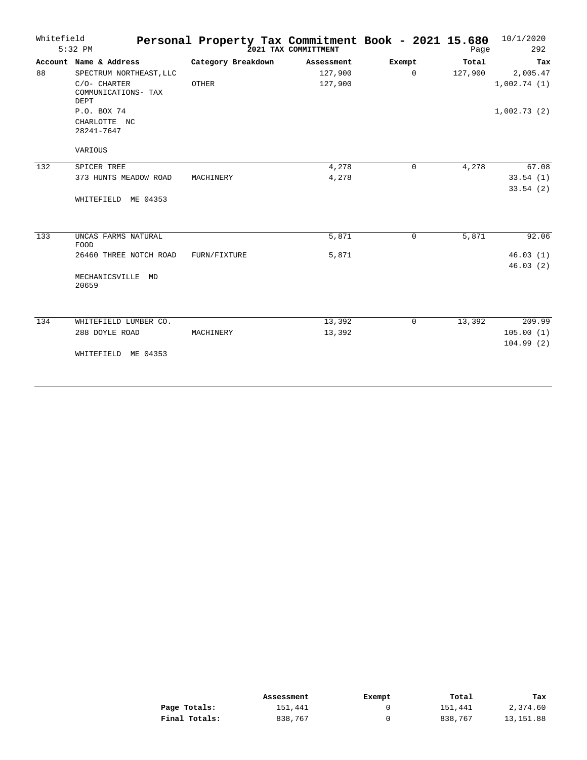# Personal Property Tax Commitment Book - 2021 15.680

2021 TAX COMMITTMENT

| Account | Name & Address | Category Breakdown | Assessment | Exempt | Total | Tax |
|---|---|---|---|---|---|---|
| 88 | SPECTRUM NORTHEAST,LLC | | 127,900 | 0 | 127,900 | 2,005.47 |
| | C/O- CHARTER COMMUNICATIONS- TAX DEPT | OTHER | 127,900 | | | 1,002.74 (1) |
| | P.O. BOX 74 | | | | | 1,002.73 (2) |
| | CHARLOTTE NC 28241-7647 | | | | | |
| | VARIOUS | | | | | |
| 132 | SPICER TREE | | 4,278 | 0 | 4,278 | 67.08 |
| | 373 HUNTS MEADOW ROAD | MACHINERY | 4,278 | | | 33.54 (1) |
| | | | | | | 33.54 (2) |
| | WHITEFIELD ME 04353 | | | | | |
| 133 | UNCAS FARMS NATURAL FOOD | | 5,871 | 0 | 5,871 | 92.06 |
| | 26460 THREE NOTCH ROAD | FURN/FIXTURE | 5,871 | | | 46.03 (1) |
| | | | | | | 46.03 (2) |
| | MECHANICSVILLE MD 20659 | | | | | |
| 134 | WHITEFIELD LUMBER CO. | | 13,392 | 0 | 13,392 | 209.99 |
| | 288 DOYLE ROAD | MACHINERY | 13,392 | | | 105.00 (1) |
| | | | | | | 104.99 (2) |
| | WHITEFIELD ME 04353 | | | | | |

| | Assessment | Exempt | Total | Tax |
|---|---|---|---|---|
| **Page Totals:** | 151,441 | 0 | 151,441 | 2,374.60 |
| **Final Totals:** | 838,767 | 0 | 838,767 | 13,151.88 |